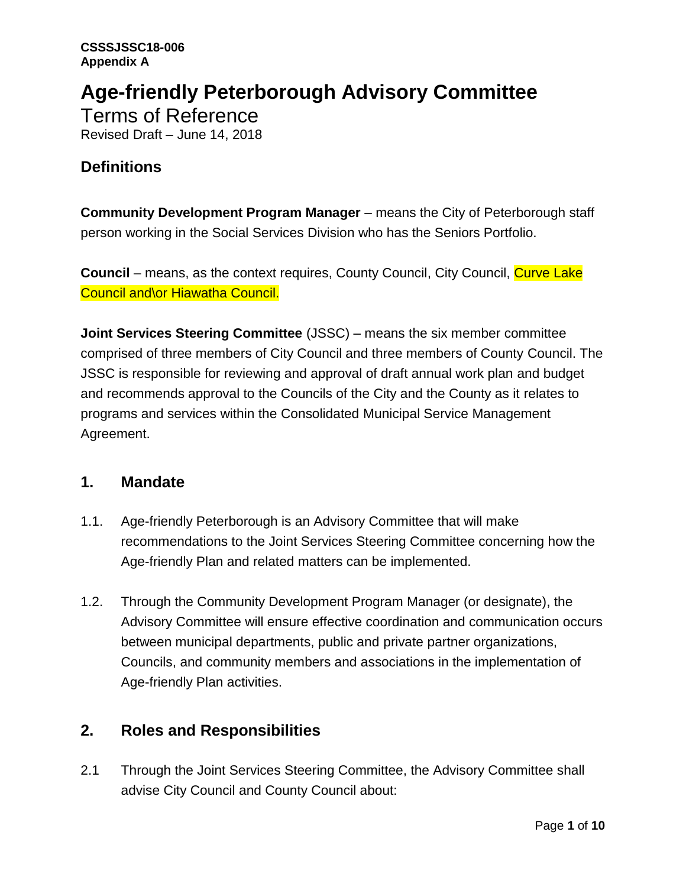**CSSSJSSC18-006**
**Appendix A**

# Age-friendly Peterborough Advisory Committee

Terms of Reference

Revised Draft – June 14, 2018

## Definitions

**Community Development Program Manager** – means the City of Peterborough staff person working in the Social Services Division who has the Seniors Portfolio.

**Council** – means, as the context requires, County Council, City Council, Curve Lake Council and\or Hiawatha Council.

**Joint Services Steering Committee** (JSSC) – means the six member committee comprised of three members of City Council and three members of County Council. The JSSC is responsible for reviewing and approval of draft annual work plan and budget and recommends approval to the Councils of the City and the County as it relates to programs and services within the Consolidated Municipal Service Management Agreement.

## 1. Mandate

1.1. Age-friendly Peterborough is an Advisory Committee that will make recommendations to the Joint Services Steering Committee concerning how the Age-friendly Plan and related matters can be implemented.

1.2. Through the Community Development Program Manager (or designate), the Advisory Committee will ensure effective coordination and communication occurs between municipal departments, public and private partner organizations, Councils, and community members and associations in the implementation of Age-friendly Plan activities.

## 2. Roles and Responsibilities

2.1 Through the Joint Services Steering Committee, the Advisory Committee shall advise City Council and County Council about: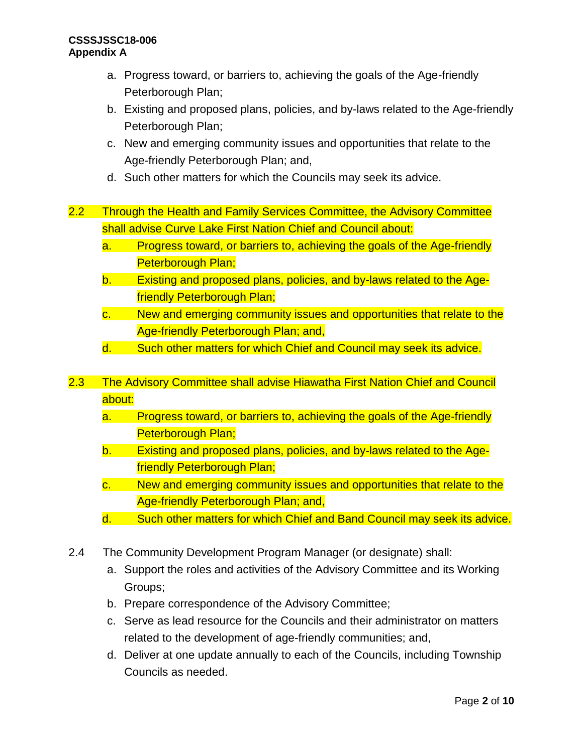a. Progress toward, or barriers to, achieving the goals of the Age-friendly Peterborough Plan;
b. Existing and proposed plans, policies, and by-laws related to the Age-friendly Peterborough Plan;
c. New and emerging community issues and opportunities that relate to the Age-friendly Peterborough Plan; and,
d. Such other matters for which the Councils may seek its advice.

2.2 Through the Health and Family Services Committee, the Advisory Committee shall advise Curve Lake First Nation Chief and Council about:

a. Progress toward, or barriers to, achieving the goals of the Age-friendly Peterborough Plan;
b. Existing and proposed plans, policies, and by-laws related to the Age-friendly Peterborough Plan;
c. New and emerging community issues and opportunities that relate to the Age-friendly Peterborough Plan; and,
d. Such other matters for which Chief and Council may seek its advice.

2.3 The Advisory Committee shall advise Hiawatha First Nation Chief and Council about:

a. Progress toward, or barriers to, achieving the goals of the Age-friendly Peterborough Plan;
b. Existing and proposed plans, policies, and by-laws related to the Age-friendly Peterborough Plan;
c. New and emerging community issues and opportunities that relate to the Age-friendly Peterborough Plan; and,
d. Such other matters for which Chief and Band Council may seek its advice.

2.4 The Community Development Program Manager (or designate) shall:

a. Support the roles and activities of the Advisory Committee and its Working Groups;
b. Prepare correspondence of the Advisory Committee;
c. Serve as lead resource for the Councils and their administrator on matters related to the development of age-friendly communities; and,
d. Deliver at one update annually to each of the Councils, including Township Councils as needed.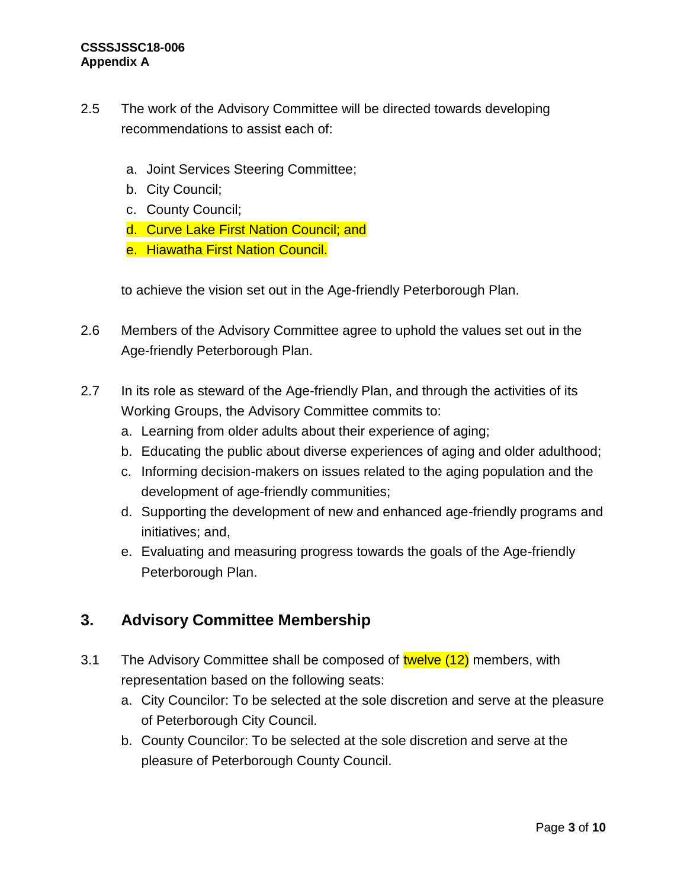2.5 The work of the Advisory Committee will be directed towards developing recommendations to assist each of:

a. Joint Services Steering Committee;
b. City Council;
c. County Council;
d. Curve Lake First Nation Council; and
e. Hiawatha First Nation Council.

to achieve the vision set out in the Age-friendly Peterborough Plan.

2.6 Members of the Advisory Committee agree to uphold the values set out in the Age-friendly Peterborough Plan.

2.7 In its role as steward of the Age-friendly Plan, and through the activities of its Working Groups, the Advisory Committee commits to:

a. Learning from older adults about their experience of aging;
b. Educating the public about diverse experiences of aging and older adulthood;
c. Informing decision-makers on issues related to the aging population and the development of age-friendly communities;
d. Supporting the development of new and enhanced age-friendly programs and initiatives; and,
e. Evaluating and measuring progress towards the goals of the Age-friendly Peterborough Plan.

## 3. Advisory Committee Membership

3.1 The Advisory Committee shall be composed of twelve (12) members, with representation based on the following seats:

a. City Councilor: To be selected at the sole discretion and serve at the pleasure of Peterborough City Council.
b. County Councilor: To be selected at the sole discretion and serve at the pleasure of Peterborough County Council.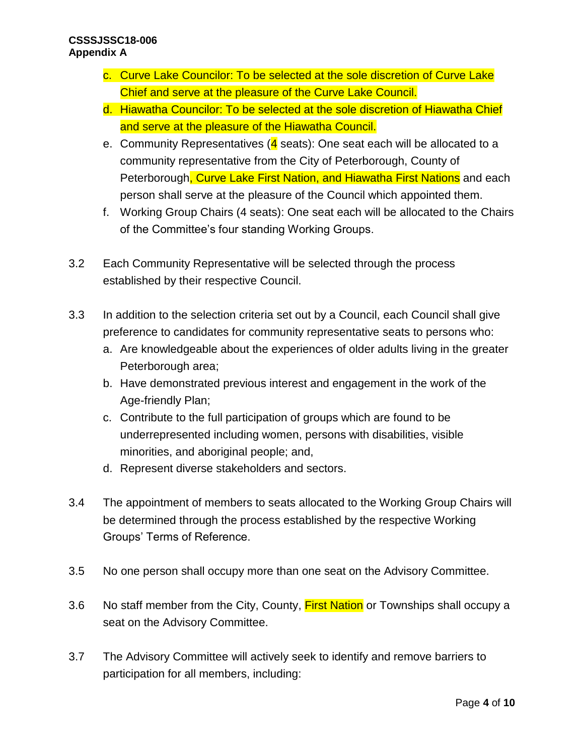c. Curve Lake Councilor: To be selected at the sole discretion of Curve Lake Chief and serve at the pleasure of the Curve Lake Council.
d. Hiawatha Councilor: To be selected at the sole discretion of Hiawatha Chief and serve at the pleasure of the Hiawatha Council.
e. Community Representatives (4 seats): One seat each will be allocated to a community representative from the City of Peterborough, County of Peterborough, Curve Lake First Nation, and Hiawatha First Nations and each person shall serve at the pleasure of the Council which appointed them.
f. Working Group Chairs (4 seats): One seat each will be allocated to the Chairs of the Committee's four standing Working Groups.

3.2 Each Community Representative will be selected through the process established by their respective Council.

3.3 In addition to the selection criteria set out by a Council, each Council shall give preference to candidates for community representative seats to persons who:

a. Are knowledgeable about the experiences of older adults living in the greater Peterborough area;
b. Have demonstrated previous interest and engagement in the work of the Age-friendly Plan;
c. Contribute to the full participation of groups which are found to be underrepresented including women, persons with disabilities, visible minorities, and aboriginal people; and,
d. Represent diverse stakeholders and sectors.

3.4 The appointment of members to seats allocated to the Working Group Chairs will be determined through the process established by the respective Working Groups' Terms of Reference.

3.5 No one person shall occupy more than one seat on the Advisory Committee.

3.6 No staff member from the City, County, First Nation or Townships shall occupy a seat on the Advisory Committee.

3.7 The Advisory Committee will actively seek to identify and remove barriers to participation for all members, including: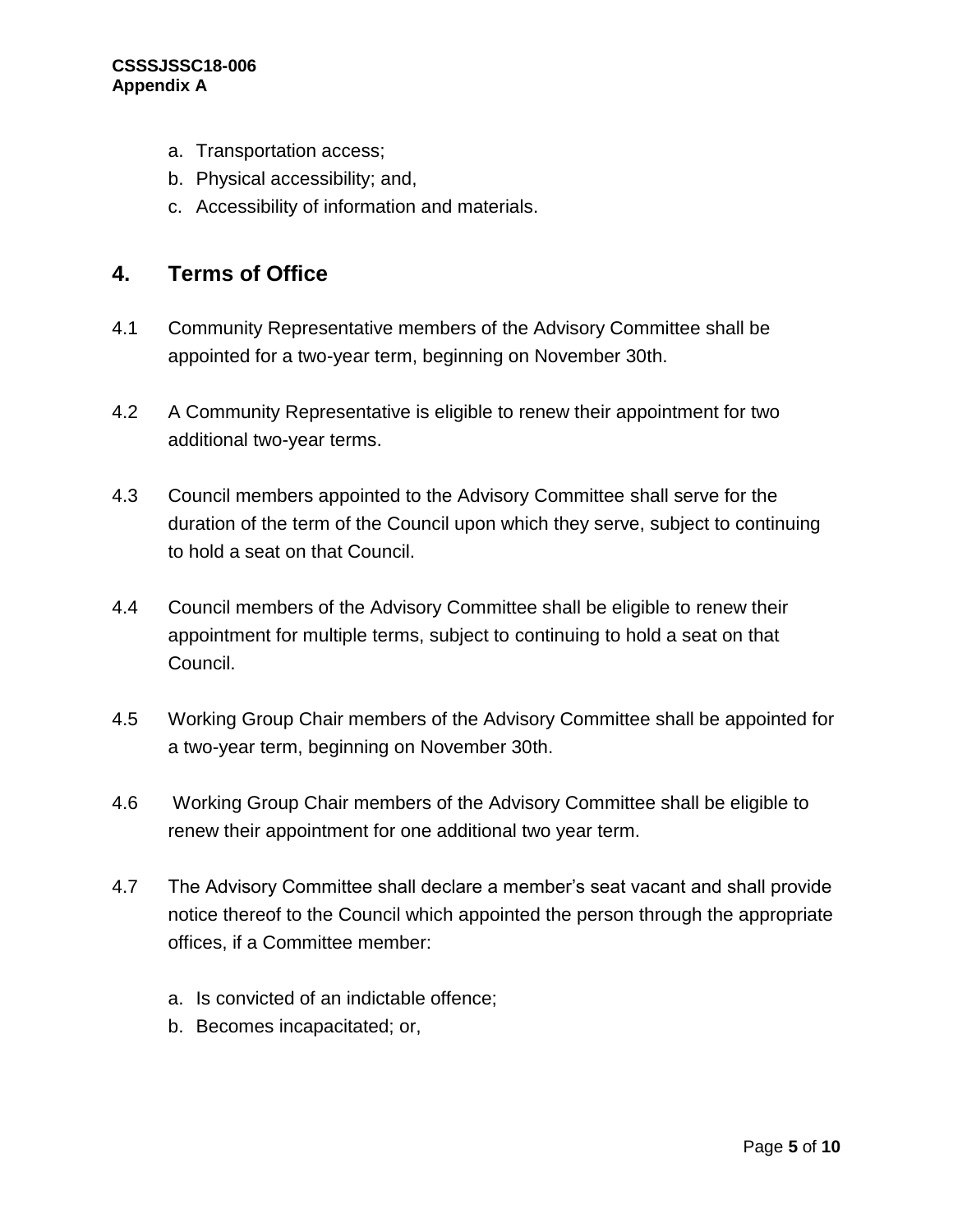a. Transportation access;
b. Physical accessibility; and,
c. Accessibility of information and materials.

## 4. Terms of Office

4.1 Community Representative members of the Advisory Committee shall be appointed for a two-year term, beginning on November 30th.

4.2 A Community Representative is eligible to renew their appointment for two additional two-year terms.

4.3 Council members appointed to the Advisory Committee shall serve for the duration of the term of the Council upon which they serve, subject to continuing to hold a seat on that Council.

4.4 Council members of the Advisory Committee shall be eligible to renew their appointment for multiple terms, subject to continuing to hold a seat on that Council.

4.5 Working Group Chair members of the Advisory Committee shall be appointed for a two-year term, beginning on November 30th.

4.6 Working Group Chair members of the Advisory Committee shall be eligible to renew their appointment for one additional two year term.

4.7 The Advisory Committee shall declare a member's seat vacant and shall provide notice thereof to the Council which appointed the person through the appropriate offices, if a Committee member:

a. Is convicted of an indictable offence;
b. Becomes incapacitated; or,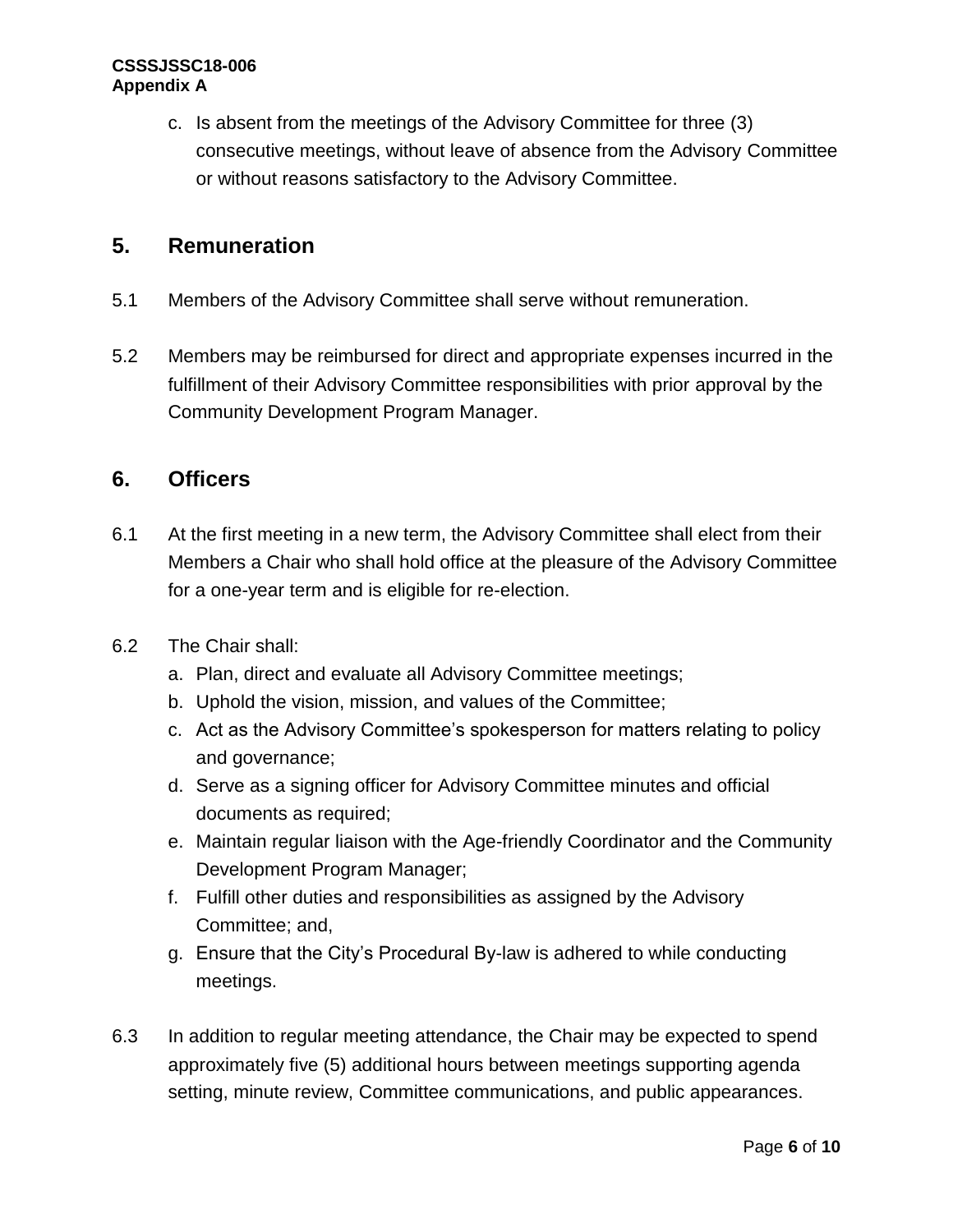c. Is absent from the meetings of the Advisory Committee for three (3) consecutive meetings, without leave of absence from the Advisory Committee or without reasons satisfactory to the Advisory Committee.

## 5. Remuneration

5.1 Members of the Advisory Committee shall serve without remuneration.

5.2 Members may be reimbursed for direct and appropriate expenses incurred in the fulfillment of their Advisory Committee responsibilities with prior approval by the Community Development Program Manager.

## 6. Officers

6.1 At the first meeting in a new term, the Advisory Committee shall elect from their Members a Chair who shall hold office at the pleasure of the Advisory Committee for a one-year term and is eligible for re-election.

6.2 The Chair shall:

a. Plan, direct and evaluate all Advisory Committee meetings;
b. Uphold the vision, mission, and values of the Committee;
c. Act as the Advisory Committee's spokesperson for matters relating to policy and governance;
d. Serve as a signing officer for Advisory Committee minutes and official documents as required;
e. Maintain regular liaison with the Age-friendly Coordinator and the Community Development Program Manager;
f. Fulfill other duties and responsibilities as assigned by the Advisory Committee; and,
g. Ensure that the City's Procedural By-law is adhered to while conducting meetings.

6.3 In addition to regular meeting attendance, the Chair may be expected to spend approximately five (5) additional hours between meetings supporting agenda setting, minute review, Committee communications, and public appearances.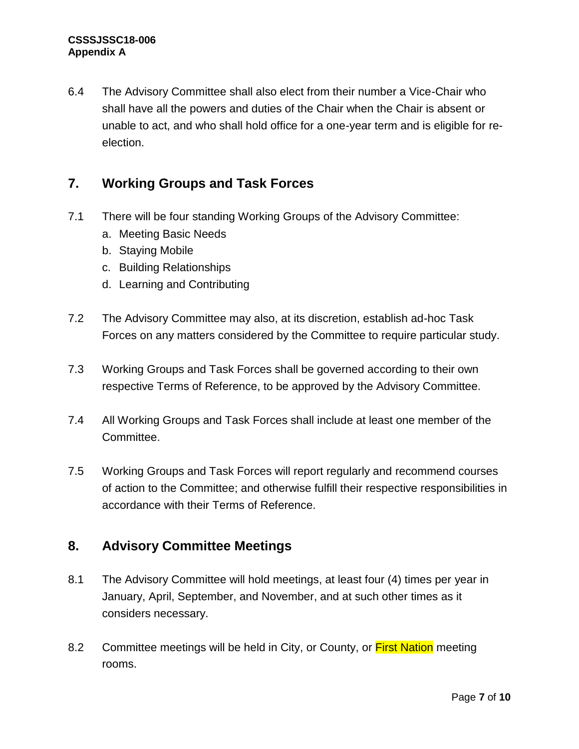6.4 The Advisory Committee shall also elect from their number a Vice-Chair who shall have all the powers and duties of the Chair when the Chair is absent or unable to act, and who shall hold office for a one-year term and is eligible for re-election.

## 7. Working Groups and Task Forces

7.1 There will be four standing Working Groups of the Advisory Committee:

a. Meeting Basic Needs
b. Staying Mobile
c. Building Relationships
d. Learning and Contributing

7.2 The Advisory Committee may also, at its discretion, establish ad-hoc Task Forces on any matters considered by the Committee to require particular study.

7.3 Working Groups and Task Forces shall be governed according to their own respective Terms of Reference, to be approved by the Advisory Committee.

7.4 All Working Groups and Task Forces shall include at least one member of the Committee.

7.5 Working Groups and Task Forces will report regularly and recommend courses of action to the Committee; and otherwise fulfill their respective responsibilities in accordance with their Terms of Reference.

## 8. Advisory Committee Meetings

8.1 The Advisory Committee will hold meetings, at least four (4) times per year in January, April, September, and November, and at such other times as it considers necessary.

8.2 Committee meetings will be held in City, or County, or First Nation meeting rooms.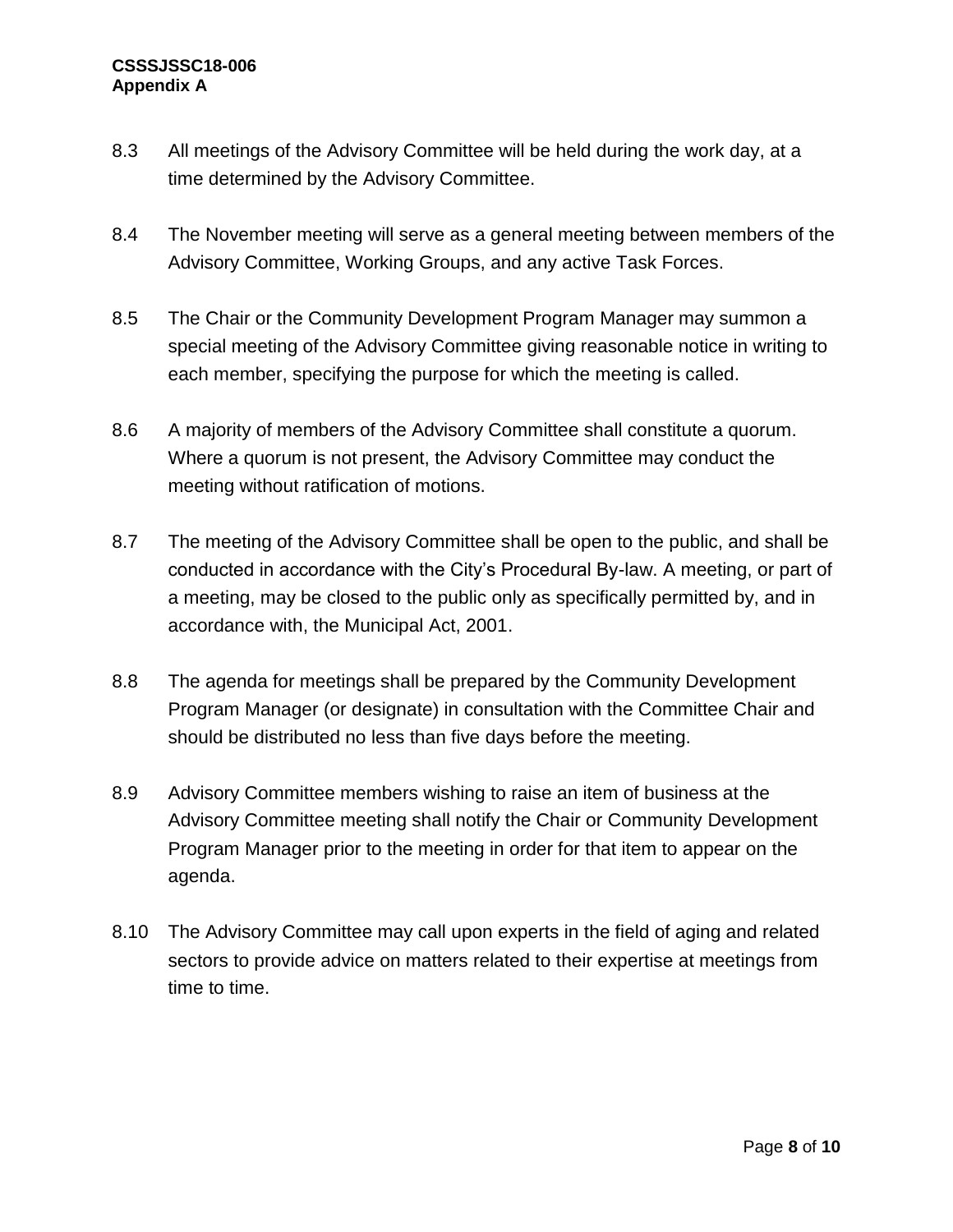8.3 All meetings of the Advisory Committee will be held during the work day, at a time determined by the Advisory Committee.

8.4 The November meeting will serve as a general meeting between members of the Advisory Committee, Working Groups, and any active Task Forces.

8.5 The Chair or the Community Development Program Manager may summon a special meeting of the Advisory Committee giving reasonable notice in writing to each member, specifying the purpose for which the meeting is called.

8.6 A majority of members of the Advisory Committee shall constitute a quorum. Where a quorum is not present, the Advisory Committee may conduct the meeting without ratification of motions.

8.7 The meeting of the Advisory Committee shall be open to the public, and shall be conducted in accordance with the City's Procedural By-law. A meeting, or part of a meeting, may be closed to the public only as specifically permitted by, and in accordance with, the Municipal Act, 2001.

8.8 The agenda for meetings shall be prepared by the Community Development Program Manager (or designate) in consultation with the Committee Chair and should be distributed no less than five days before the meeting.

8.9 Advisory Committee members wishing to raise an item of business at the Advisory Committee meeting shall notify the Chair or Community Development Program Manager prior to the meeting in order for that item to appear on the agenda.

8.10 The Advisory Committee may call upon experts in the field of aging and related sectors to provide advice on matters related to their expertise at meetings from time to time.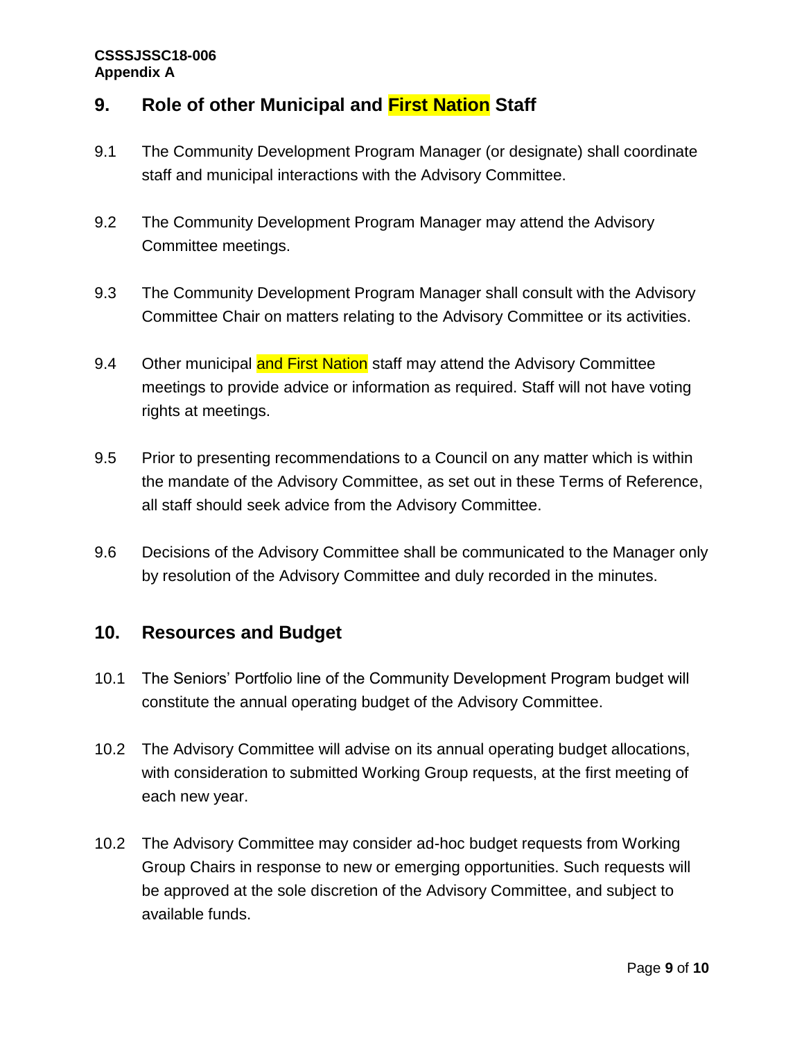## 9. Role of other Municipal and First Nation Staff

9.1 The Community Development Program Manager (or designate) shall coordinate staff and municipal interactions with the Advisory Committee.

9.2 The Community Development Program Manager may attend the Advisory Committee meetings.

9.3 The Community Development Program Manager shall consult with the Advisory Committee Chair on matters relating to the Advisory Committee or its activities.

9.4 Other municipal and First Nation staff may attend the Advisory Committee meetings to provide advice or information as required. Staff will not have voting rights at meetings.

9.5 Prior to presenting recommendations to a Council on any matter which is within the mandate of the Advisory Committee, as set out in these Terms of Reference, all staff should seek advice from the Advisory Committee.

9.6 Decisions of the Advisory Committee shall be communicated to the Manager only by resolution of the Advisory Committee and duly recorded in the minutes.

## 10. Resources and Budget

10.1 The Seniors' Portfolio line of the Community Development Program budget will constitute the annual operating budget of the Advisory Committee.

10.2 The Advisory Committee will advise on its annual operating budget allocations, with consideration to submitted Working Group requests, at the first meeting of each new year.

10.2 The Advisory Committee may consider ad-hoc budget requests from Working Group Chairs in response to new or emerging opportunities. Such requests will be approved at the sole discretion of the Advisory Committee, and subject to available funds.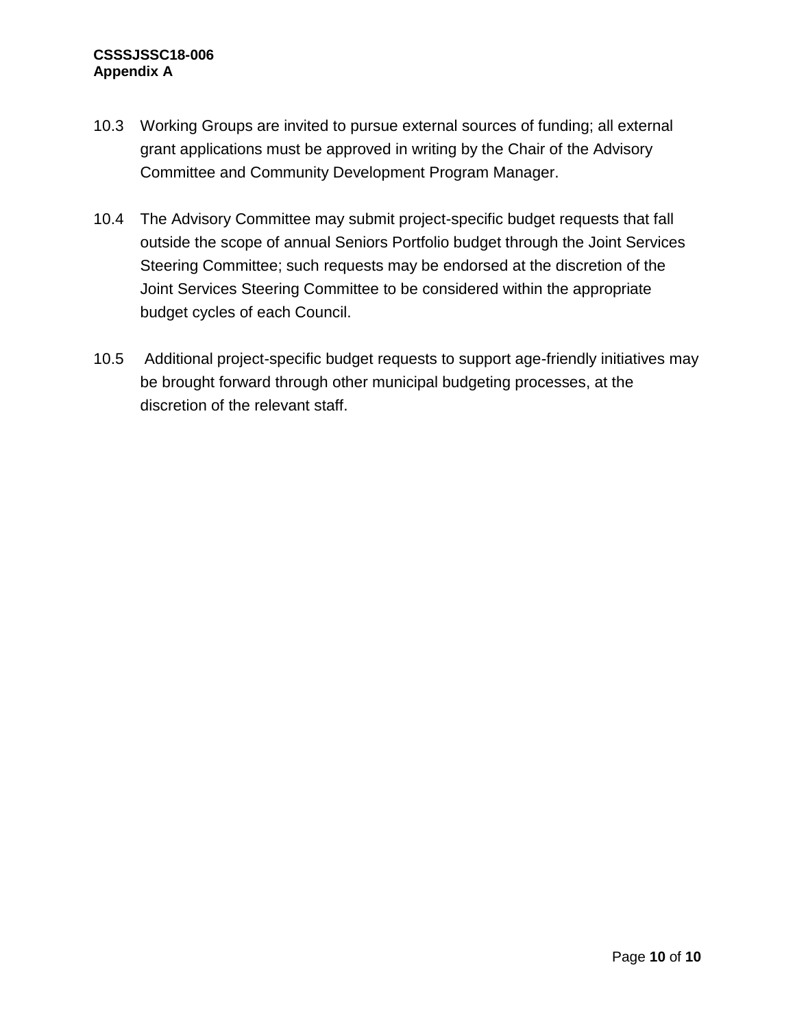10.3 Working Groups are invited to pursue external sources of funding; all external grant applications must be approved in writing by the Chair of the Advisory Committee and Community Development Program Manager.

10.4 The Advisory Committee may submit project-specific budget requests that fall outside the scope of annual Seniors Portfolio budget through the Joint Services Steering Committee; such requests may be endorsed at the discretion of the Joint Services Steering Committee to be considered within the appropriate budget cycles of each Council.

10.5 Additional project-specific budget requests to support age-friendly initiatives may be brought forward through other municipal budgeting processes, at the discretion of the relevant staff.